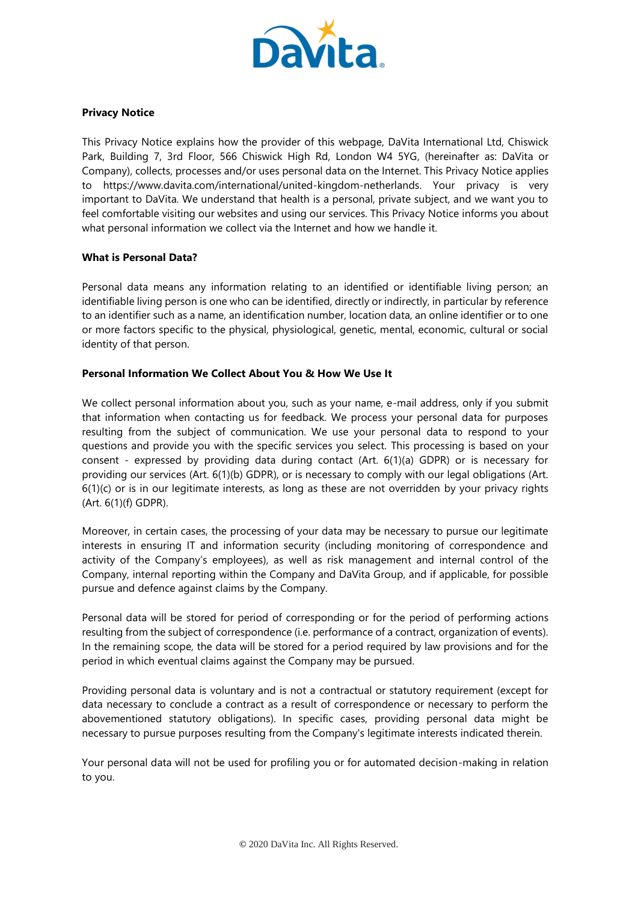**Privacy Notice**

This Privacy Notice explains how the provider of this webpage, DaVita International Ltd, Chiswick Park, Building 7, 3rd Floor, 566 Chiswick High Rd, London W4 5YG, (hereinafter as: DaVita or Company), collects, processes and/or uses personal data on the Internet. This Privacy Notice applies to https://www.davita.com/international/united-kingdom-netherlands. Your privacy is very important to DaVita. We understand that health is a personal, private subject, and we want you to feel comfortable visiting our websites and using our services. This Privacy Notice informs you about what personal information we collect via the Internet and how we handle it.

**What is Personal Data?**

Personal data means any information relating to an identified or identifiable living person; an identifiable living person is one who can be identified, directly or indirectly, in particular by reference to an identifier such as a name, an identification number, location data, an online identifier or to one or more factors specific to the physical, physiological, genetic, mental, economic, cultural or social identity of that person.

**Personal Information We Collect About You & How We Use It**

We collect personal information about you, such as your name, e-mail address, only if you submit that information when contacting us for feedback. We process your personal data for purposes resulting from the subject of communication. We use your personal data to respond to your questions and provide you with the specific services you select. This processing is based on your consent - expressed by providing data during contact (Art. 6(1)(a) GDPR) or is necessary for providing our services (Art. 6(1)(b) GDPR), or is necessary to comply with our legal obligations (Art. 6(1)(c) or is in our legitimate interests, as long as these are not overridden by your privacy rights (Art. 6(1)(f) GDPR).

Moreover, in certain cases, the processing of your data may be necessary to pursue our legitimate interests in ensuring IT and information security (including monitoring of correspondence and activity of the Company's employees), as well as risk management and internal control of the Company, internal reporting within the Company and DaVita Group, and if applicable, for possible pursue and defence against claims by the Company.

Personal data will be stored for period of corresponding or for the period of performing actions resulting from the subject of correspondence (i.e. performance of a contract, organization of events). In the remaining scope, the data will be stored for a period required by law provisions and for the period in which eventual claims against the Company may be pursued.

Providing personal data is voluntary and is not a contractual or statutory requirement (except for data necessary to conclude a contract as a result of correspondence or necessary to perform the abovementioned statutory obligations). In specific cases, providing personal data might be necessary to pursue purposes resulting from the Company's legitimate interests indicated therein.

Your personal data will not be used for profiling you or for automated decision-making in relation to you.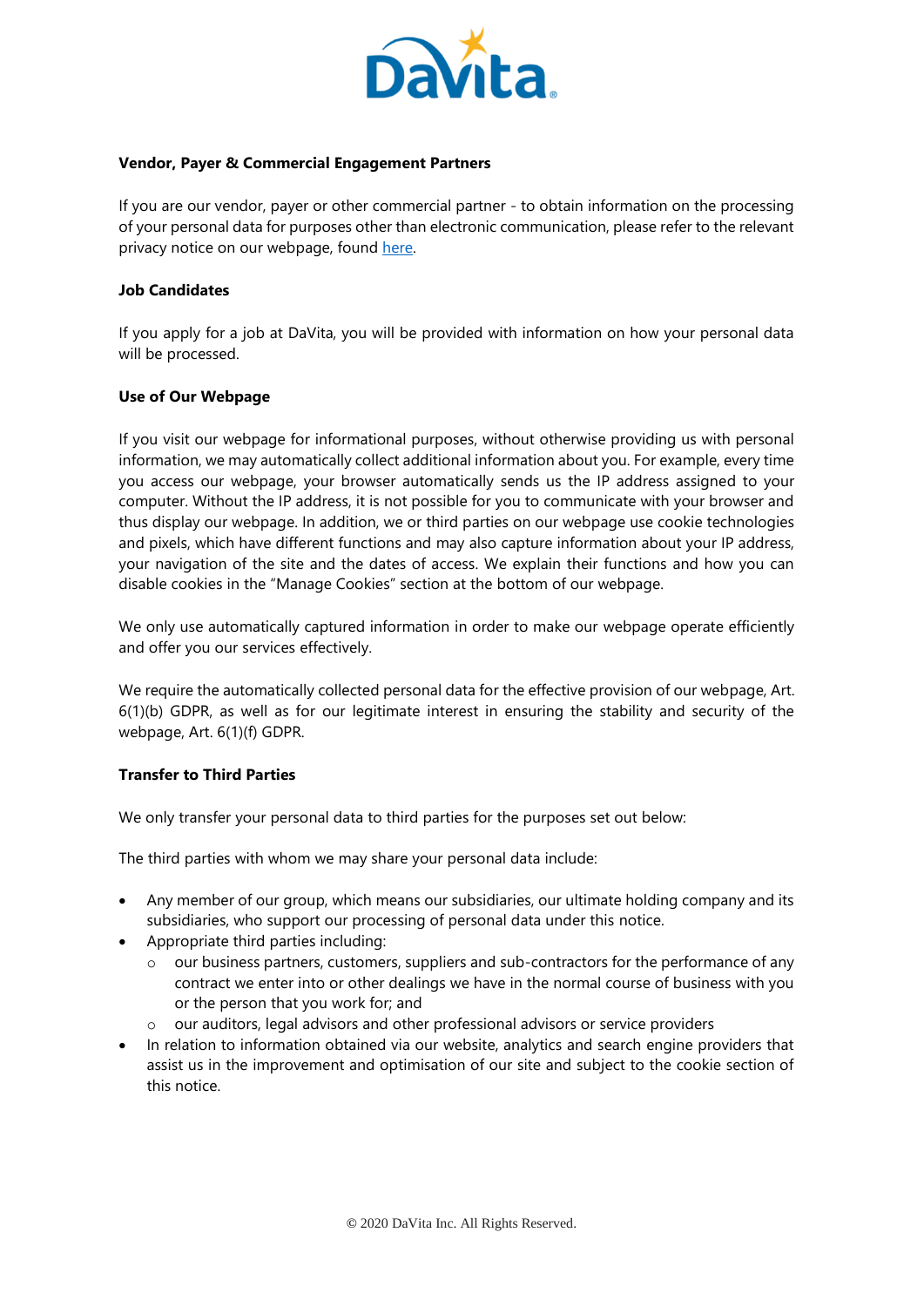**Vendor, Payer & Commercial Engagement Partners**

If you are our vendor, payer or other commercial partner - to obtain information on the processing of your personal data for purposes other than electronic communication, please refer to the relevant privacy notice on our webpage, found here.

**Job Candidates**

If you apply for a job at DaVita, you will be provided with information on how your personal data will be processed.

**Use of Our Webpage**

If you visit our webpage for informational purposes, without otherwise providing us with personal information, we may automatically collect additional information about you. For example, every time you access our webpage, your browser automatically sends us the IP address assigned to your computer. Without the IP address, it is not possible for you to communicate with your browser and thus display our webpage. In addition, we or third parties on our webpage use cookie technologies and pixels, which have different functions and may also capture information about your IP address, your navigation of the site and the dates of access. We explain their functions and how you can disable cookies in the "Manage Cookies" section at the bottom of our webpage.

We only use automatically captured information in order to make our webpage operate efficiently and offer you our services effectively.

We require the automatically collected personal data for the effective provision of our webpage, Art. 6(1)(b) GDPR, as well as for our legitimate interest in ensuring the stability and security of the webpage, Art. 6(1)(f) GDPR.

**Transfer to Third Parties**

We only transfer your personal data to third parties for the purposes set out below:

The third parties with whom we may share your personal data include:

- Any member of our group, which means our subsidiaries, our ultimate holding company and its subsidiaries, who support our processing of personal data under this notice.
- Appropriate third parties including:
  - our business partners, customers, suppliers and sub-contractors for the performance of any contract we enter into or other dealings we have in the normal course of business with you or the person that you work for; and
  - our auditors, legal advisors and other professional advisors or service providers
- In relation to information obtained via our website, analytics and search engine providers that assist us in the improvement and optimisation of our site and subject to the cookie section of this notice.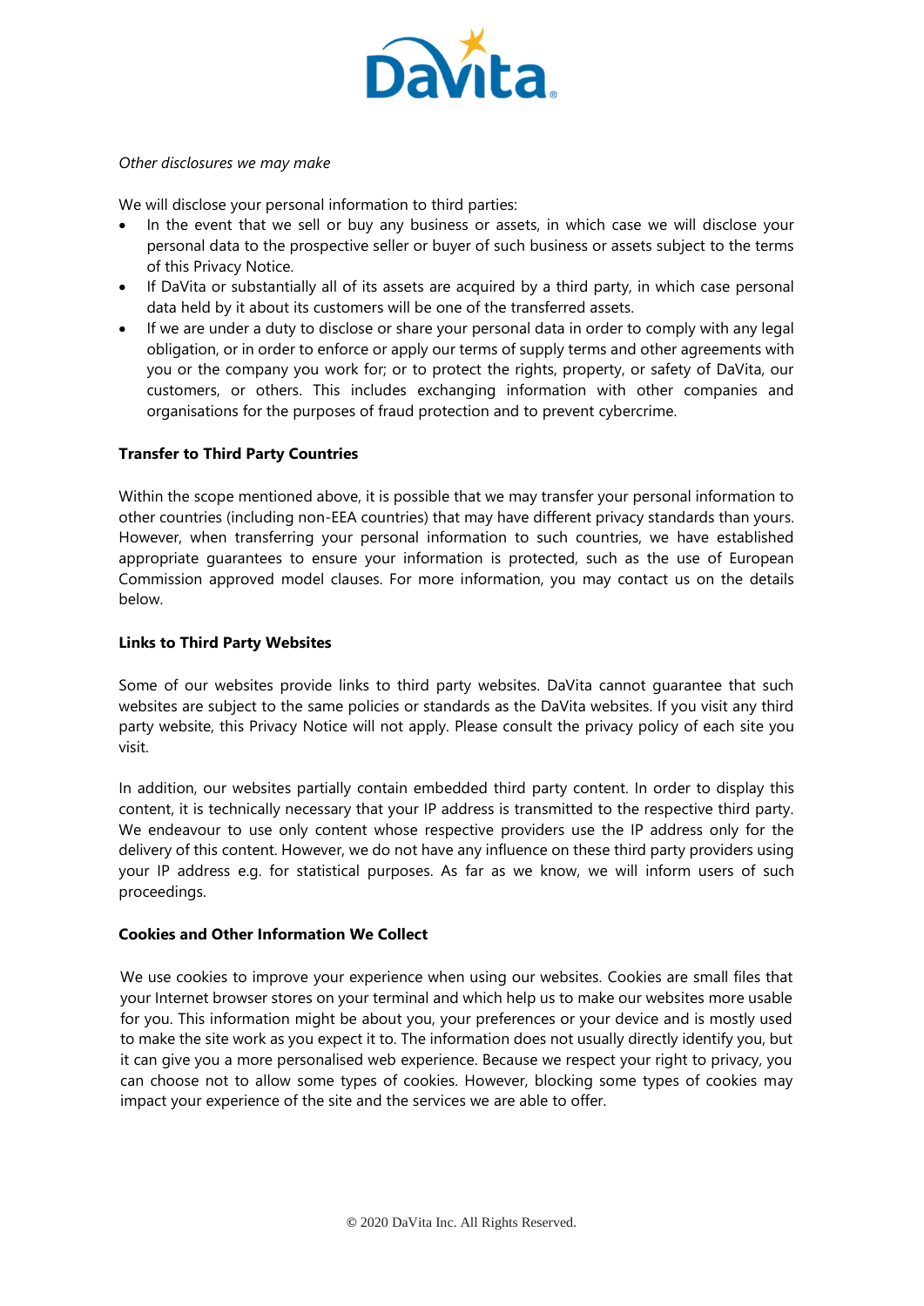*Other disclosures we may make*

We will disclose your personal information to third parties:

- In the event that we sell or buy any business or assets, in which case we will disclose your personal data to the prospective seller or buyer of such business or assets subject to the terms of this Privacy Notice.
- If DaVita or substantially all of its assets are acquired by a third party, in which case personal data held by it about its customers will be one of the transferred assets.
- If we are under a duty to disclose or share your personal data in order to comply with any legal obligation, or in order to enforce or apply our terms of supply terms and other agreements with you or the company you work for; or to protect the rights, property, or safety of DaVita, our customers, or others. This includes exchanging information with other companies and organisations for the purposes of fraud protection and to prevent cybercrime.

**Transfer to Third Party Countries**

Within the scope mentioned above, it is possible that we may transfer your personal information to other countries (including non-EEA countries) that may have different privacy standards than yours. However, when transferring your personal information to such countries, we have established appropriate guarantees to ensure your information is protected, such as the use of European Commission approved model clauses. For more information, you may contact us on the details below.

**Links to Third Party Websites**

Some of our websites provide links to third party websites. DaVita cannot guarantee that such websites are subject to the same policies or standards as the DaVita websites. If you visit any third party website, this Privacy Notice will not apply. Please consult the privacy policy of each site you visit.

In addition, our websites partially contain embedded third party content. In order to display this content, it is technically necessary that your IP address is transmitted to the respective third party. We endeavour to use only content whose respective providers use the IP address only for the delivery of this content. However, we do not have any influence on these third party providers using your IP address e.g. for statistical purposes. As far as we know, we will inform users of such proceedings.

**Cookies and Other Information We Collect**

We use cookies to improve your experience when using our websites. Cookies are small files that your Internet browser stores on your terminal and which help us to make our websites more usable for you. This information might be about you, your preferences or your device and is mostly used to make the site work as you expect it to. The information does not usually directly identify you, but it can give you a more personalised web experience. Because we respect your right to privacy, you can choose not to allow some types of cookies. However, blocking some types of cookies may impact your experience of the site and the services we are able to offer.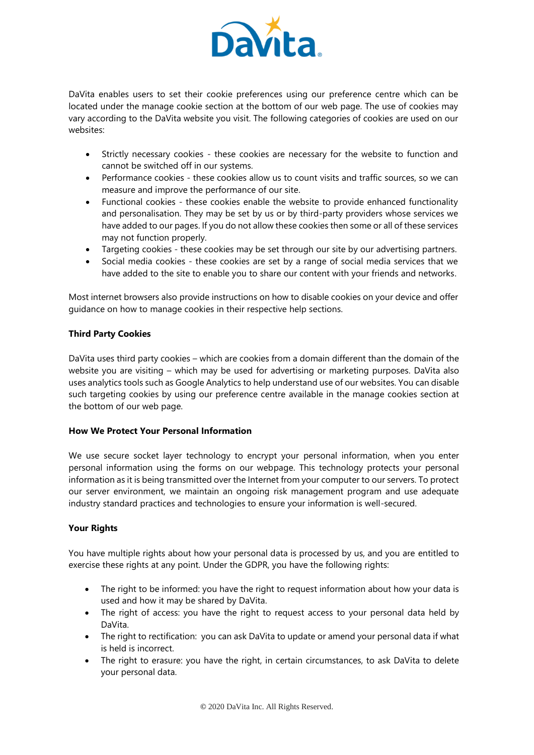DaVita enables users to set their cookie preferences using our preference centre which can be located under the manage cookie section at the bottom of our web page. The use of cookies may vary according to the DaVita website you visit. The following categories of cookies are used on our websites:

- Strictly necessary cookies - these cookies are necessary for the website to function and cannot be switched off in our systems.
- Performance cookies - these cookies allow us to count visits and traffic sources, so we can measure and improve the performance of our site.
- Functional cookies - these cookies enable the website to provide enhanced functionality and personalisation. They may be set by us or by third-party providers whose services we have added to our pages. If you do not allow these cookies then some or all of these services may not function properly.
- Targeting cookies - these cookies may be set through our site by our advertising partners.
- Social media cookies - these cookies are set by a range of social media services that we have added to the site to enable you to share our content with your friends and networks.

Most internet browsers also provide instructions on how to disable cookies on your device and offer guidance on how to manage cookies in their respective help sections.

**Third Party Cookies**

DaVita uses third party cookies – which are cookies from a domain different than the domain of the website you are visiting – which may be used for advertising or marketing purposes. DaVita also uses analytics tools such as Google Analytics to help understand use of our websites. You can disable such targeting cookies by using our preference centre available in the manage cookies section at the bottom of our web page.

**How We Protect Your Personal Information**

We use secure socket layer technology to encrypt your personal information, when you enter personal information using the forms on our webpage. This technology protects your personal information as it is being transmitted over the Internet from your computer to our servers. To protect our server environment, we maintain an ongoing risk management program and use adequate industry standard practices and technologies to ensure your information is well-secured.

**Your Rights**

You have multiple rights about how your personal data is processed by us, and you are entitled to exercise these rights at any point. Under the GDPR, you have the following rights:

- The right to be informed: you have the right to request information about how your data is used and how it may be shared by DaVita.
- The right of access: you have the right to request access to your personal data held by DaVita.
- The right to rectification: you can ask DaVita to update or amend your personal data if what is held is incorrect.
- The right to erasure: you have the right, in certain circumstances, to ask DaVita to delete your personal data.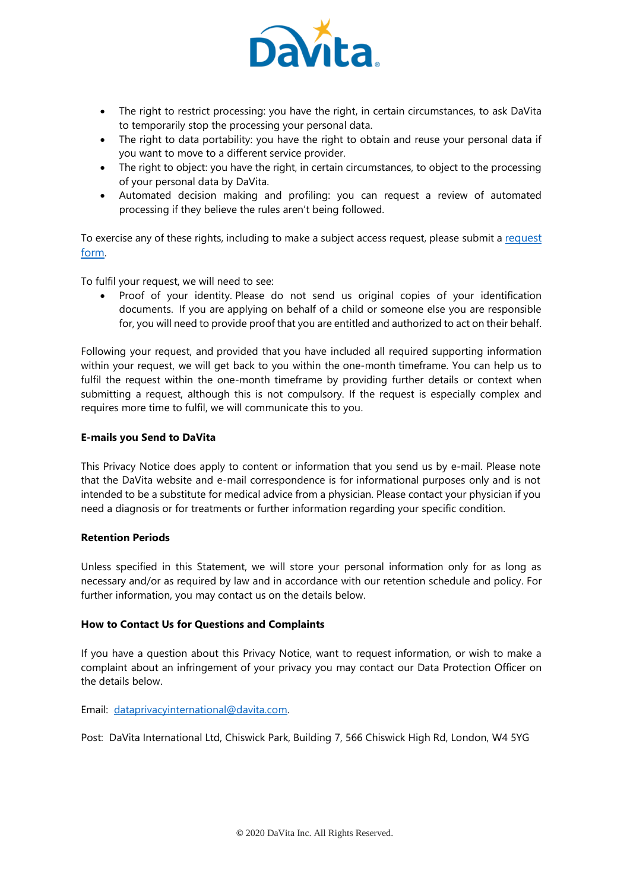- The right to restrict processing: you have the right, in certain circumstances, to ask DaVita to temporarily stop the processing your personal data.
- The right to data portability: you have the right to obtain and reuse your personal data if you want to move to a different service provider.
- The right to object: you have the right, in certain circumstances, to object to the processing of your personal data by DaVita.
- Automated decision making and profiling: you can request a review of automated processing if they believe the rules aren't being followed.

To exercise any of these rights, including to make a subject access request, please submit a request form.

To fulfil your request, we will need to see:

- Proof of your identity. Please do not send us original copies of your identification documents. If you are applying on behalf of a child or someone else you are responsible for, you will need to provide proof that you are entitled and authorized to act on their behalf.

Following your request, and provided that you have included all required supporting information within your request, we will get back to you within the one-month timeframe. You can help us to fulfil the request within the one-month timeframe by providing further details or context when submitting a request, although this is not compulsory. If the request is especially complex and requires more time to fulfil, we will communicate this to you.

**E-mails you Send to DaVita**

This Privacy Notice does apply to content or information that you send us by e-mail. Please note that the DaVita website and e-mail correspondence is for informational purposes only and is not intended to be a substitute for medical advice from a physician. Please contact your physician if you need a diagnosis or for treatments or further information regarding your specific condition.

**Retention Periods**

Unless specified in this Statement, we will store your personal information only for as long as necessary and/or as required by law and in accordance with our retention schedule and policy. For further information, you may contact us on the details below.

**How to Contact Us for Questions and Complaints**

If you have a question about this Privacy Notice, want to request information, or wish to make a complaint about an infringement of your privacy you may contact our Data Protection Officer on the details below.

Email: dataprivacyinternational@davita.com.

Post: DaVita International Ltd, Chiswick Park, Building 7, 566 Chiswick High Rd, London, W4 5YG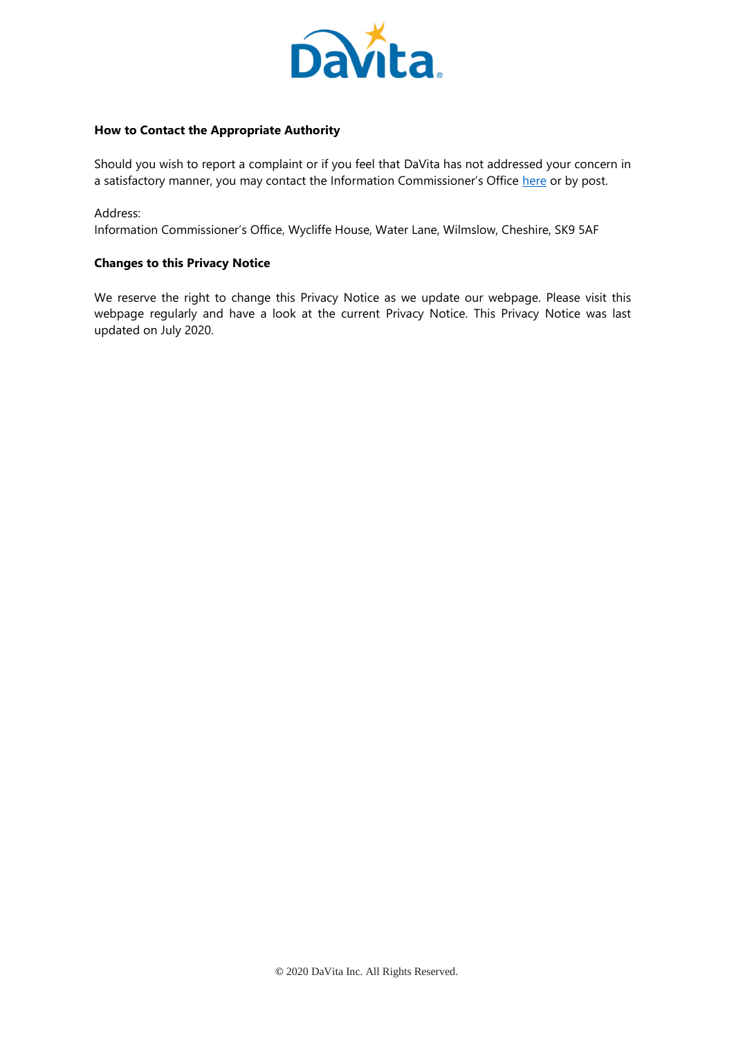**How to Contact the Appropriate Authority**

Should you wish to report a complaint or if you feel that DaVita has not addressed your concern in a satisfactory manner, you may contact the Information Commissioner's Office here or by post.

Address:
Information Commissioner's Office, Wycliffe House, Water Lane, Wilmslow, Cheshire, SK9 5AF

**Changes to this Privacy Notice**

We reserve the right to change this Privacy Notice as we update our webpage. Please visit this webpage regularly and have a look at the current Privacy Notice. This Privacy Notice was last updated on July 2020.